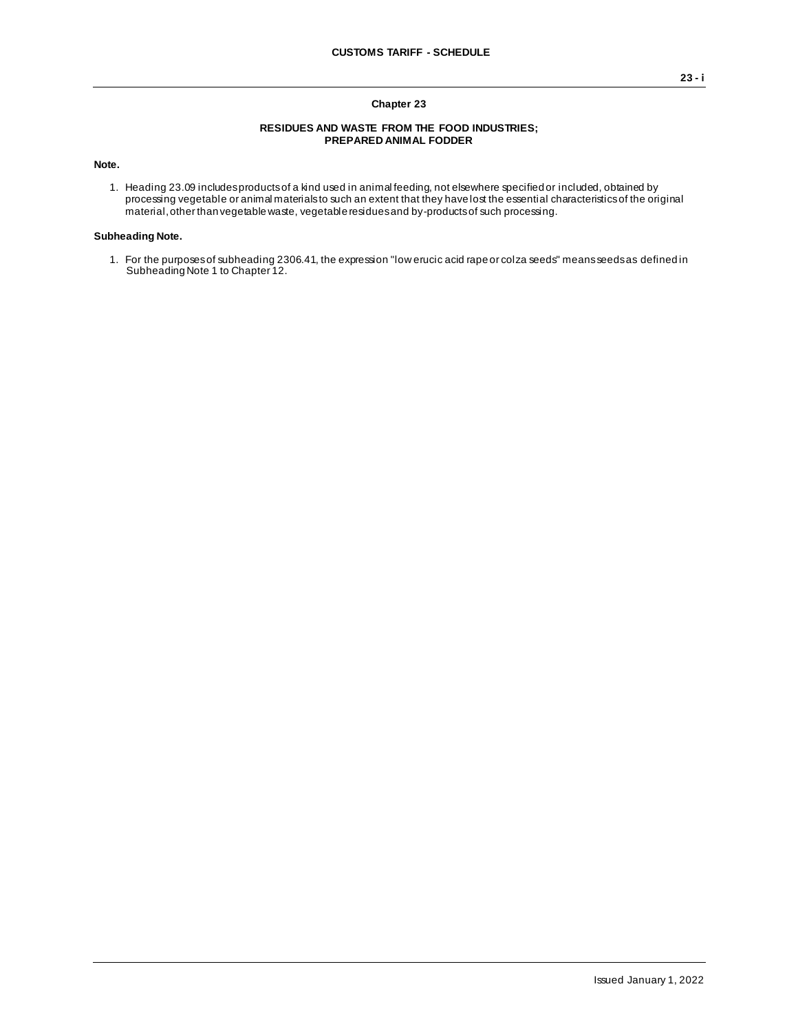# Chapter 23

## RESIDUES AND WASTE FROM THE FOOD INDUSTRIES; PREPARED ANIMAL FODDER

**Note.**

1. Heading 23.09 includes products of a kind used in animal feeding, not elsewhere specified or included, obtained by processing vegetable or animal materials to such an extent that they have lost the essential characteristics of the original material, other than vegetable waste, vegetable residues and by-products of such processing.

**Subheading Note.**

1. For the purposes of subheading 2306.41, the expression "low erucic acid rape or colza seeds" means seeds as defined in Subheading Note 1 to Chapter 12.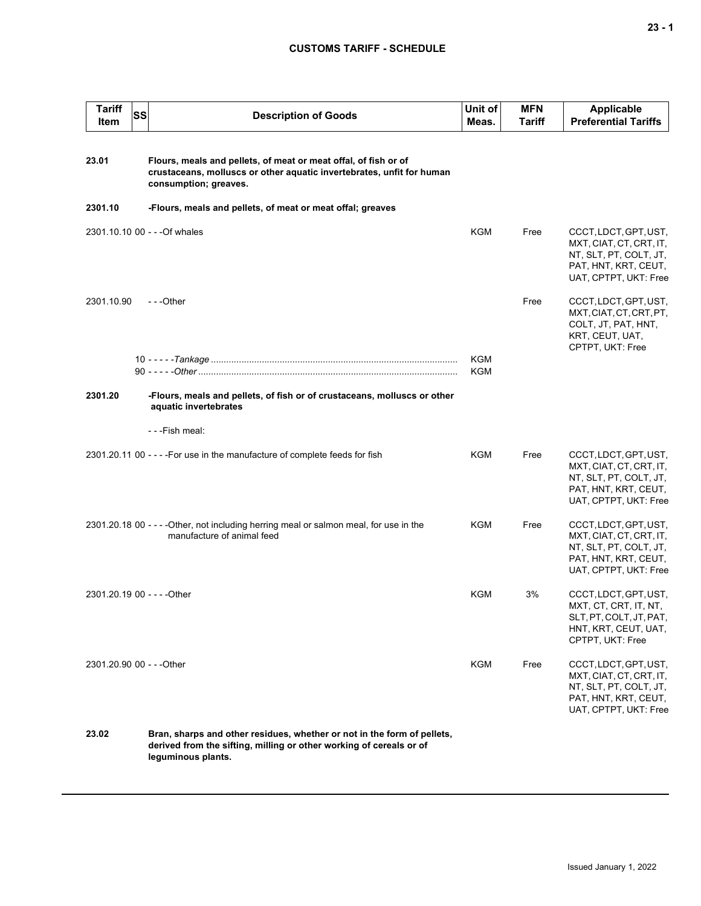| Tariff Item | SS | Description of Goods | Unit of Meas. | MFN Tariff | Applicable Preferential Tariffs |
|---|---|---|---|---|---|
| **23.01** | | **Flours, meals and pellets, of meat or meat offal, of fish or of crustaceans, molluscs or other aquatic invertebrates, unfit for human consumption; greaves.** | | | |
| **2301.10** | | **-Flours, meals and pellets, of meat or meat offal; greaves** | | | |
| 2301.10.10 | 00 | - - -Of whales | KGM | Free | CCCT, LDCT, GPT, UST, MXT, CIAT, CT, CRT, IT, NT, SLT, PT, COLT, JT, PAT, HNT, KRT, CEUT, UAT, CPTPT, UKT: Free |
| 2301.10.90 | | - - -Other | | Free | CCCT, LDCT, GPT, UST, MXT, CIAT, CT, CRT, PT, COLT, JT, PAT, HNT, KRT, CEUT, UAT, CPTPT, UKT: Free |
| | 10 | - - - - -*Tankage* | KGM | | |
| | 90 | - - - - -*Other* | KGM | | |
| **2301.20** | | **-Flours, meals and pellets, of fish or of crustaceans, molluscs or other aquatic invertebrates** | | | |
| | | - - -Fish meal: | | | |
| 2301.20.11 | 00 | - - - -For use in the manufacture of complete feeds for fish | KGM | Free | CCCT, LDCT, GPT, UST, MXT, CIAT, CT, CRT, IT, NT, SLT, PT, COLT, JT, PAT, HNT, KRT, CEUT, UAT, CPTPT, UKT: Free |
| 2301.20.18 | 00 | - - - -Other, not including herring meal or salmon meal, for use in the manufacture of animal feed | KGM | Free | CCCT, LDCT, GPT, UST, MXT, CIAT, CT, CRT, IT, NT, SLT, PT, COLT, JT, PAT, HNT, KRT, CEUT, UAT, CPTPT, UKT: Free |
| 2301.20.19 | 00 | - - - -Other | KGM | 3% | CCCT, LDCT, GPT, UST, MXT, CT, CRT, IT, NT, SLT, PT, COLT, JT, PAT, HNT, KRT, CEUT, UAT, CPTPT, UKT: Free |
| 2301.20.90 | 00 | - - -Other | KGM | Free | CCCT, LDCT, GPT, UST, MXT, CIAT, CT, CRT, IT, NT, SLT, PT, COLT, JT, PAT, HNT, KRT, CEUT, UAT, CPTPT, UKT: Free |
| **23.02** | | **Bran, sharps and other residues, whether or not in the form of pellets, derived from the sifting, milling or other working of cereals or of leguminous plants.** | | | |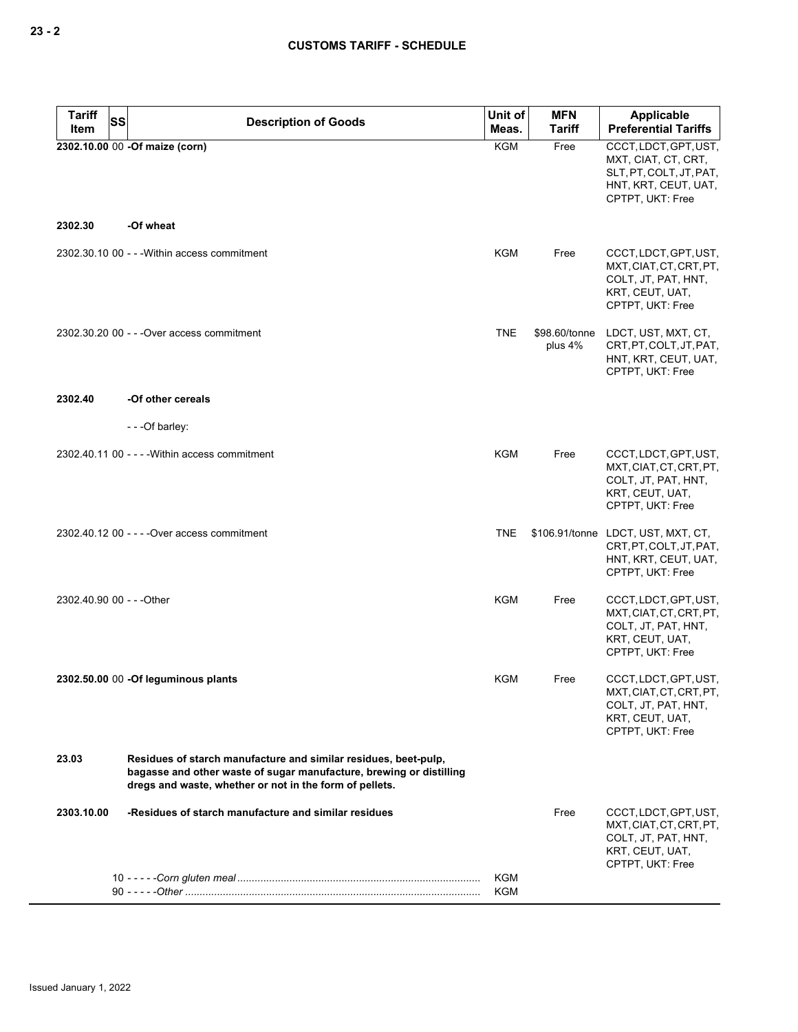| Tariff Item | SS | Description of Goods | Unit of Meas. | MFN Tariff | Applicable Preferential Tariffs |
|---|---|---|---|---|---|
| **2302.10.00** | 00 | **-Of maize (corn)** | KGM | Free | CCCT, LDCT, GPT, UST, MXT, CIAT, CT, CRT, SLT, PT, COLT, JT, PAT, HNT, KRT, CEUT, UAT, CPTPT, UKT: Free |
| **2302.30** | | **-Of wheat** | | | |
| 2302.30.10 | 00 | - - -Within access commitment | KGM | Free | CCCT, LDCT, GPT, UST, MXT, CIAT, CT, CRT, PT, COLT, JT, PAT, HNT, KRT, CEUT, UAT, CPTPT, UKT: Free |
| 2302.30.20 | 00 | - - -Over access commitment | TNE | $98.60/tonne plus 4% | LDCT, UST, MXT, CT, CRT, PT, COLT, JT, PAT, HNT, KRT, CEUT, UAT, CPTPT, UKT: Free |
| **2302.40** | | **-Of other cereals** | | | |
| | | - - -Of barley: | | | |
| 2302.40.11 | 00 | - - - -Within access commitment | KGM | Free | CCCT, LDCT, GPT, UST, MXT, CIAT, CT, CRT, PT, COLT, JT, PAT, HNT, KRT, CEUT, UAT, CPTPT, UKT: Free |
| 2302.40.12 | 00 | - - - -Over access commitment | TNE | $106.91/tonne | LDCT, UST, MXT, CT, CRT, PT, COLT, JT, PAT, HNT, KRT, CEUT, UAT, CPTPT, UKT: Free |
| 2302.40.90 | 00 | - - -Other | KGM | Free | CCCT, LDCT, GPT, UST, MXT, CIAT, CT, CRT, PT, COLT, JT, PAT, HNT, KRT, CEUT, UAT, CPTPT, UKT: Free |
| **2302.50.00** | 00 | **-Of leguminous plants** | KGM | Free | CCCT, LDCT, GPT, UST, MXT, CIAT, CT, CRT, PT, COLT, JT, PAT, HNT, KRT, CEUT, UAT, CPTPT, UKT: Free |
| **23.03** | | **Residues of starch manufacture and similar residues, beet-pulp, bagasse and other waste of sugar manufacture, brewing or distilling dregs and waste, whether or not in the form of pellets.** | | | |
| **2303.10.00** | | **-Residues of starch manufacture and similar residues** | | Free | CCCT, LDCT, GPT, UST, MXT, CIAT, CT, CRT, PT, COLT, JT, PAT, HNT, KRT, CEUT, UAT, CPTPT, UKT: Free |
| | 10 | - - - - -*Corn gluten meal* | KGM | | |
| | 90 | - - - - -*Other* | KGM | | |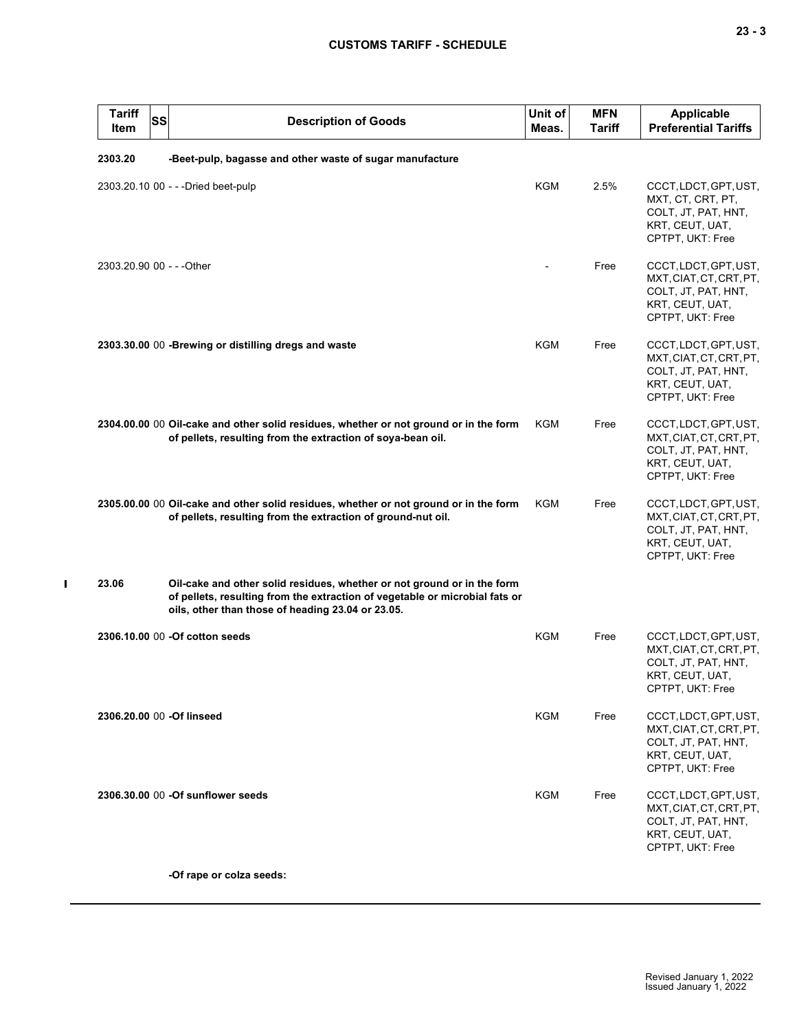| Tariff Item | SS | Description of Goods | Unit of Meas. | MFN Tariff | Applicable Preferential Tariffs |
|---|---|---|---|---|---|
| 2303.20 | | **-Beet-pulp, bagasse and other waste of sugar manufacture** | | | |
| 2303.20.10 | 00 | - - -Dried beet-pulp | KGM | 2.5% | CCCT, LDCT, GPT, UST, MXT, CT, CRT, PT, COLT, JT, PAT, HNT, KRT, CEUT, UAT, CPTPT, UKT: Free |
| 2303.20.90 | 00 | - - -Other | - | Free | CCCT, LDCT, GPT, UST, MXT, CIAT, CT, CRT, PT, COLT, JT, PAT, HNT, KRT, CEUT, UAT, CPTPT, UKT: Free |
| **2303.30.00** | 00 | **-Brewing or distilling dregs and waste** | KGM | Free | CCCT, LDCT, GPT, UST, MXT, CIAT, CT, CRT, PT, COLT, JT, PAT, HNT, KRT, CEUT, UAT, CPTPT, UKT: Free |
| **2304.00.00** | 00 | **Oil-cake and other solid residues, whether or not ground or in the form of pellets, resulting from the extraction of soya-bean oil.** | KGM | Free | CCCT, LDCT, GPT, UST, MXT, CIAT, CT, CRT, PT, COLT, JT, PAT, HNT, KRT, CEUT, UAT, CPTPT, UKT: Free |
| **2305.00.00** | 00 | **Oil-cake and other solid residues, whether or not ground or in the form of pellets, resulting from the extraction of ground-nut oil.** | KGM | Free | CCCT, LDCT, GPT, UST, MXT, CIAT, CT, CRT, PT, COLT, JT, PAT, HNT, KRT, CEUT, UAT, CPTPT, UKT: Free |
| 23.06 | | **Oil-cake and other solid residues, whether or not ground or in the form of pellets, resulting from the extraction of vegetable or microbial fats or oils, other than those of heading 23.04 or 23.05.** | | | |
| **2306.10.00** | 00 | **-Of cotton seeds** | KGM | Free | CCCT, LDCT, GPT, UST, MXT, CIAT, CT, CRT, PT, COLT, JT, PAT, HNT, KRT, CEUT, UAT, CPTPT, UKT: Free |
| **2306.20.00** | 00 | **-Of linseed** | KGM | Free | CCCT, LDCT, GPT, UST, MXT, CIAT, CT, CRT, PT, COLT, JT, PAT, HNT, KRT, CEUT, UAT, CPTPT, UKT: Free |
| **2306.30.00** | 00 | **-Of sunflower seeds** | KGM | Free | CCCT, LDCT, GPT, UST, MXT, CIAT, CT, CRT, PT, COLT, JT, PAT, HNT, KRT, CEUT, UAT, CPTPT, UKT: Free |
| | | **-Of rape or colza seeds:** | | | |

Revised January 1, 2022
Issued January 1, 2022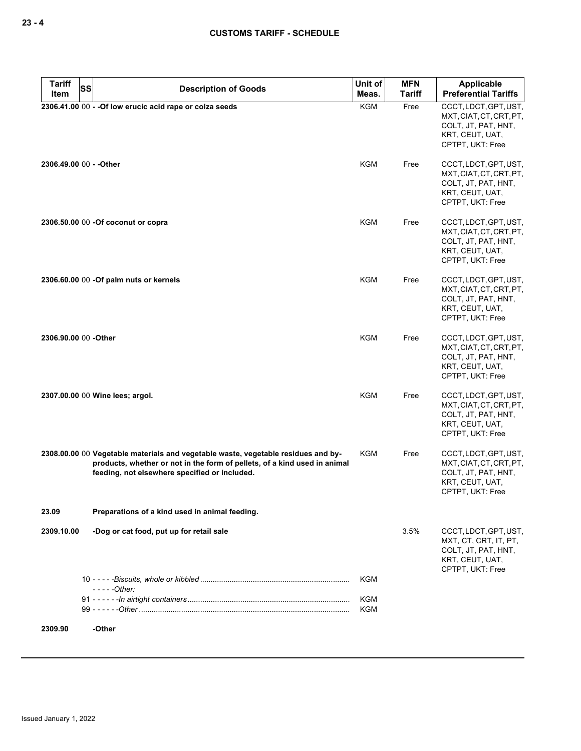| Tariff Item | SS | Description of Goods | Unit of Meas. | MFN Tariff | Applicable Preferential Tariffs |
|---|---|---|---|---|---|
| 2306.41.00 | 00 | - -Of low erucic acid rape or colza seeds | KGM | Free | CCCT, LDCT, GPT, UST, MXT, CIAT, CT, CRT, PT, COLT, JT, PAT, HNT, KRT, CEUT, UAT, CPTPT, UKT: Free |
| 2306.49.00 | 00 | - -Other | KGM | Free | CCCT, LDCT, GPT, UST, MXT, CIAT, CT, CRT, PT, COLT, JT, PAT, HNT, KRT, CEUT, UAT, CPTPT, UKT: Free |
| 2306.50.00 | 00 | -Of coconut or copra | KGM | Free | CCCT, LDCT, GPT, UST, MXT, CIAT, CT, CRT, PT, COLT, JT, PAT, HNT, KRT, CEUT, UAT, CPTPT, UKT: Free |
| 2306.60.00 | 00 | -Of palm nuts or kernels | KGM | Free | CCCT, LDCT, GPT, UST, MXT, CIAT, CT, CRT, PT, COLT, JT, PAT, HNT, KRT, CEUT, UAT, CPTPT, UKT: Free |
| 2306.90.00 | 00 | -Other | KGM | Free | CCCT, LDCT, GPT, UST, MXT, CIAT, CT, CRT, PT, COLT, JT, PAT, HNT, KRT, CEUT, UAT, CPTPT, UKT: Free |
| 2307.00.00 | 00 | Wine lees; argol. | KGM | Free | CCCT, LDCT, GPT, UST, MXT, CIAT, CT, CRT, PT, COLT, JT, PAT, HNT, KRT, CEUT, UAT, CPTPT, UKT: Free |
| 2308.00.00 | 00 | Vegetable materials and vegetable waste, vegetable residues and by-products, whether or not in the form of pellets, of a kind used in animal feeding, not elsewhere specified or included. | KGM | Free | CCCT, LDCT, GPT, UST, MXT, CIAT, CT, CRT, PT, COLT, JT, PAT, HNT, KRT, CEUT, UAT, CPTPT, UKT: Free |
| 23.09 | | Preparations of a kind used in animal feeding. | | | |
| 2309.10.00 | | -Dog or cat food, put up for retail sale | | 3.5% | CCCT, LDCT, GPT, UST, MXT, CT, CRT, IT, PT, COLT, JT, PAT, HNT, KRT, CEUT, UAT, CPTPT, UKT: Free |
| | 10 | - - - - -*Biscuits, whole or kibbled* | KGM | | |
| | | - - - - -*Other:* | | | |
| | 91 | - - - - - -*In airtight containers* | KGM | | |
| | 99 | - - - - - -*Other* | KGM | | |
| 2309.90 | | -Other | | | |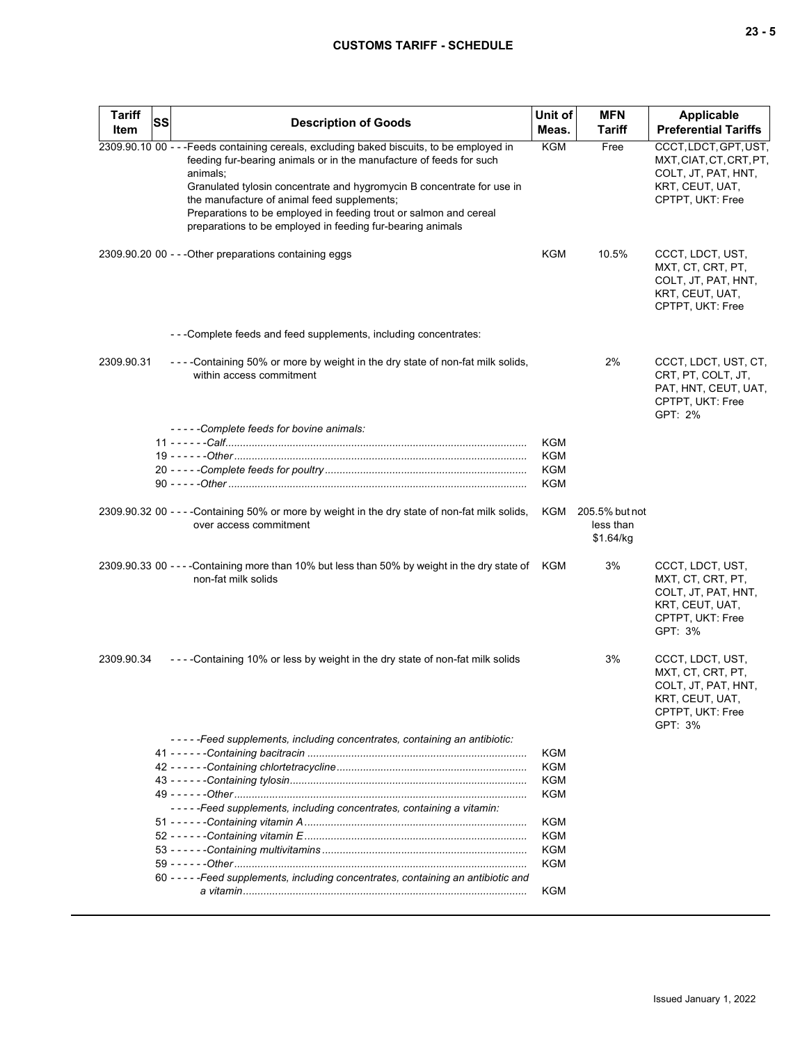| Tariff Item | SS | Description of Goods | Unit of Meas. | MFN Tariff | Applicable Preferential Tariffs |
|---|---|---|---|---|---|
| 2309.90.10 | 00 | - - -Feeds containing cereals, excluding baked biscuits, to be employed in feeding fur-bearing animals or in the manufacture of feeds for such animals;<br>Granulated tylosin concentrate and hygromycin B concentrate for use in the manufacture of animal feed supplements;<br>Preparations to be employed in feeding trout or salmon and cereal preparations to be employed in feeding fur-bearing animals | KGM | Free | CCCT, LDCT, GPT, UST, MXT, CIAT, CT, CRT, PT, COLT, JT, PAT, HNT, KRT, CEUT, UAT, CPTPT, UKT: Free |
| 2309.90.20 | 00 | - - -Other preparations containing eggs | KGM | 10.5% | CCCT, LDCT, UST, MXT, CT, CRT, PT, COLT, JT, PAT, HNT, KRT, CEUT, UAT, CPTPT, UKT: Free |
| | | - - -Complete feeds and feed supplements, including concentrates: | | | |
| 2309.90.31 | | - - - -Containing 50% or more by weight in the dry state of non-fat milk solids, within access commitment | | 2% | CCCT, LDCT, UST, CT, CRT, PT, COLT, JT, PAT, HNT, CEUT, UAT, CPTPT, UKT: Free<br>GPT: 2% |
| | | - - - - -*Complete feeds for bovine animals:* | | | |
| | 11 | - - - - - -*Calf* | KGM | | |
| | 19 | - - - - - -*Other* | KGM | | |
| | 20 | - - - - -*Complete feeds for poultry* | KGM | | |
| | 90 | - - - - -*Other* | KGM | | |
| 2309.90.32 | 00 | - - - -Containing 50% or more by weight in the dry state of non-fat milk solids, over access commitment | KGM | 205.5% but not less than $1.64/kg | |
| 2309.90.33 | 00 | - - - -Containing more than 10% but less than 50% by weight in the dry state of non-fat milk solids | KGM | 3% | CCCT, LDCT, UST, MXT, CT, CRT, PT, COLT, JT, PAT, HNT, KRT, CEUT, UAT, CPTPT, UKT: Free<br>GPT: 3% |
| 2309.90.34 | | - - - -Containing 10% or less by weight in the dry state of non-fat milk solids | | 3% | CCCT, LDCT, UST, MXT, CT, CRT, PT, COLT, JT, PAT, HNT, KRT, CEUT, UAT, CPTPT, UKT: Free<br>GPT: 3% |
| | | - - - - -*Feed supplements, including concentrates, containing an antibiotic:* | | | |
| | 41 | - - - - - -*Containing bacitracin* | KGM | | |
| | 42 | - - - - - -*Containing chlortetracycline* | KGM | | |
| | 43 | - - - - - -*Containing tylosin* | KGM | | |
| | 49 | - - - - - -*Other* | KGM | | |
| | | - - - - -*Feed supplements, including concentrates, containing a vitamin:* | | | |
| | 51 | - - - - - -*Containing vitamin A* | KGM | | |
| | 52 | - - - - - -*Containing vitamin E* | KGM | | |
| | 53 | - - - - - -*Containing multivitamins* | KGM | | |
| | 59 | - - - - - -*Other* | KGM | | |
| | 60 | - - - - -*Feed supplements, including concentrates, containing an antibiotic and a vitamin* | KGM | | |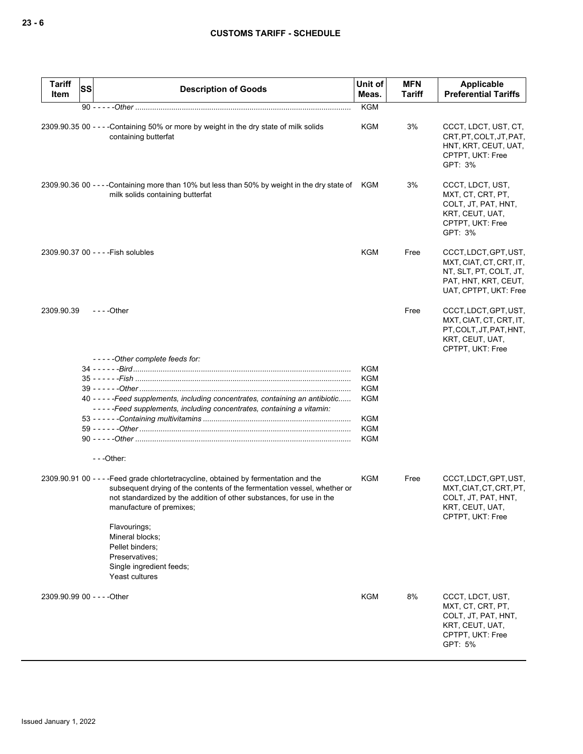| Tariff Item | SS | Description of Goods | Unit of Meas. | MFN Tariff | Applicable Preferential Tariffs |
|---|---|---|---|---|---|
| | 90 | - - - - -*Other* | KGM | | |
| 2309.90.35 | 00 | - - - -Containing 50% or more by weight in the dry state of milk solids containing butterfat | KGM | 3% | CCCT, LDCT, UST, CT, CRT, PT, COLT, JT, PAT, HNT, KRT, CEUT, UAT, CPTPT, UKT: Free<br>GPT: 3% |
| 2309.90.36 | 00 | - - - -Containing more than 10% but less than 50% by weight in the dry state of milk solids containing butterfat | KGM | 3% | CCCT, LDCT, UST, MXT, CT, CRT, PT, COLT, JT, PAT, HNT, KRT, CEUT, UAT, CPTPT, UKT: Free<br>GPT: 3% |
| 2309.90.37 | 00 | - - - -Fish solubles | KGM | Free | CCCT, LDCT, GPT, UST, MXT, CIAT, CT, CRT, IT, NT, SLT, PT, COLT, JT, PAT, HNT, KRT, CEUT, UAT, CPTPT, UKT: Free |
| 2309.90.39 | | - - - -Other | | Free | CCCT, LDCT, GPT, UST, MXT, CIAT, CT, CRT, IT, PT, COLT, JT, PAT, HNT, KRT, CEUT, UAT, CPTPT, UKT: Free |
| | | - - - - -*Other complete feeds for:* | | | |
| | 34 | - - - - - -*Bird* | KGM | | |
| | 35 | - - - - - -*Fish* | KGM | | |
| | 39 | - - - - - -*Other* | KGM | | |
| | 40 | - - - - -*Feed supplements, including concentrates, containing an antibiotic* | KGM | | |
| | | - - - - -*Feed supplements, including concentrates, containing a vitamin:* | | | |
| | 53 | - - - - - -*Containing multivitamins* | KGM | | |
| | 59 | - - - - - -*Other* | KGM | | |
| | 90 | - - - - -*Other* | KGM | | |
| | | - - -Other: | | | |
| 2309.90.91 | 00 | - - - -Feed grade chlortetracycline, obtained by fermentation and the subsequent drying of the contents of the fermentation vessel, whether or not standardized by the addition of other substances, for use in the manufacture of premixes;<br><br>Flavourings;<br>Mineral blocks;<br>Pellet binders;<br>Preservatives;<br>Single ingredient feeds;<br>Yeast cultures | KGM | Free | CCCT, LDCT, GPT, UST, MXT, CIAT, CT, CRT, PT, COLT, JT, PAT, HNT, KRT, CEUT, UAT, CPTPT, UKT: Free |
| 2309.90.99 | 00 | - - - -Other | KGM | 8% | CCCT, LDCT, UST, MXT, CT, CRT, PT, COLT, JT, PAT, HNT, KRT, CEUT, UAT, CPTPT, UKT: Free<br>GPT: 5% |